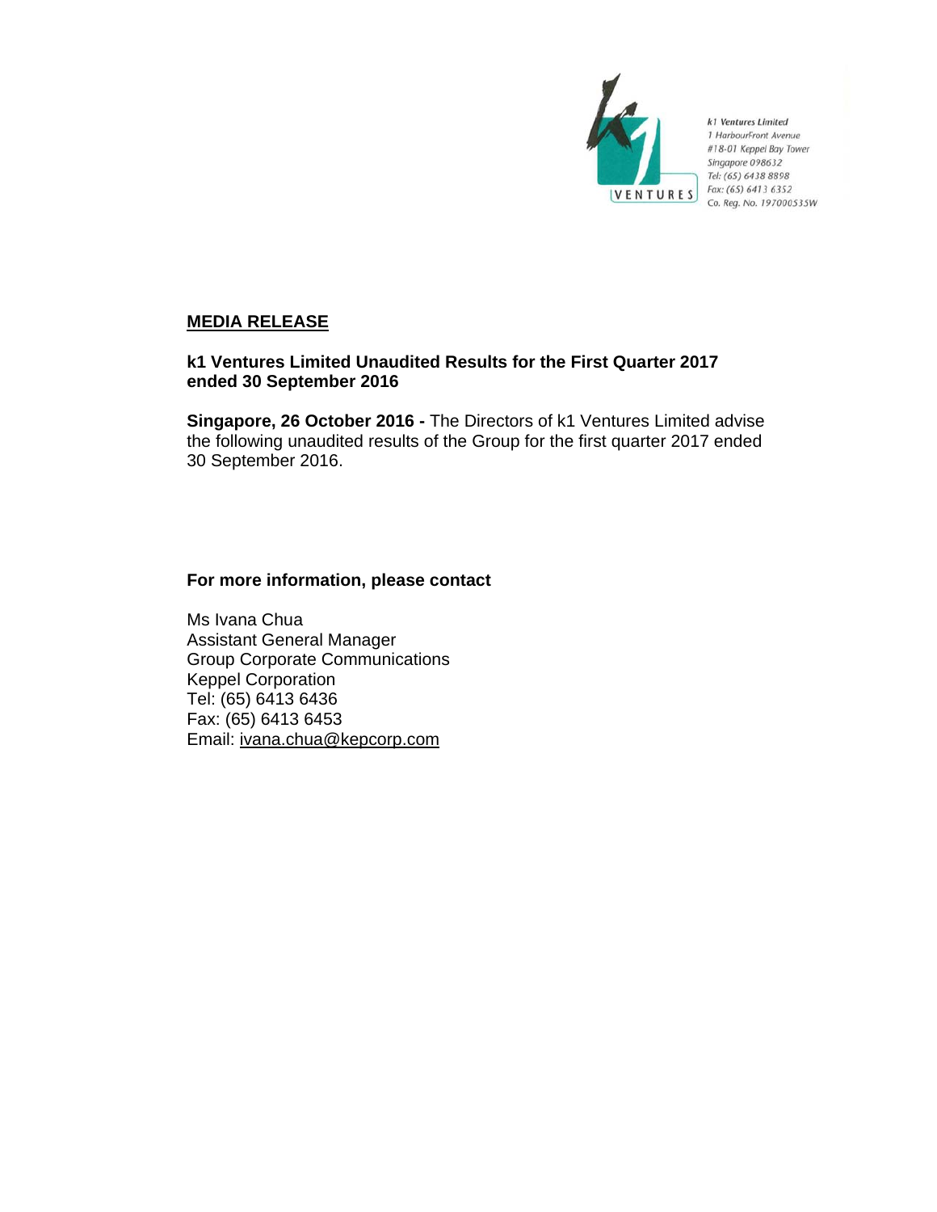k1 Ventures Limited
1 HarbourFront Avenue
#18-01 Keppel Bay Tower
Singapore 098632
Tel: (65) 6438 8898
Fax: (65) 6413 6352
Co. Reg. No. 197000535W

## MEDIA RELEASE

**k1 Ventures Limited Unaudited Results for the First Quarter 2017 ended 30 September 2016**

**Singapore, 26 October 2016 -** The Directors of k1 Ventures Limited advise the following unaudited results of the Group for the first quarter 2017 ended 30 September 2016.

**For more information, please contact**

Ms Ivana Chua
Assistant General Manager
Group Corporate Communications
Keppel Corporation
Tel: (65) 6413 6436
Fax: (65) 6413 6453
Email: ivana.chua@kepcorp.com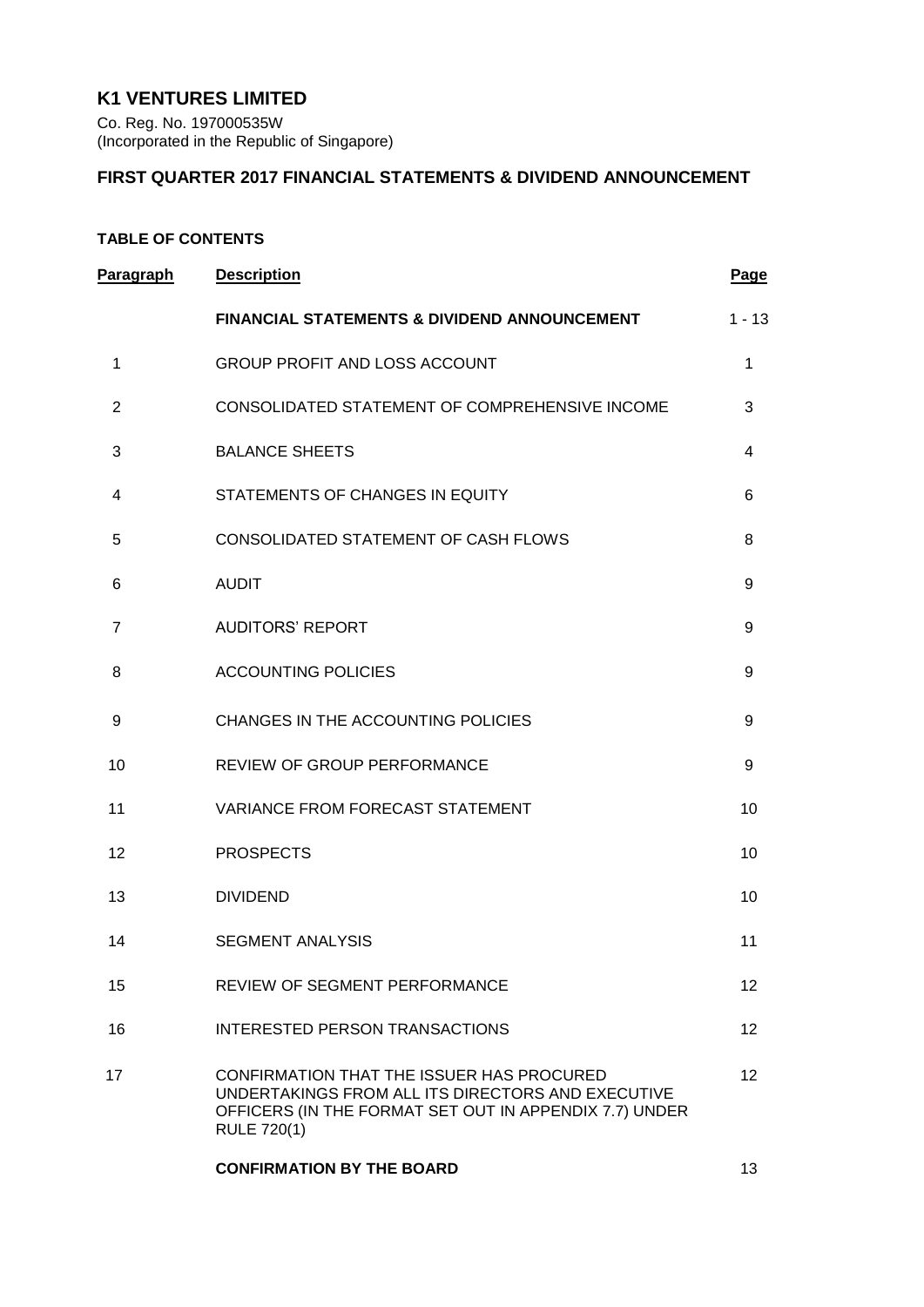# K1 VENTURES LIMITED

Co. Reg. No. 197000535W
(Incorporated in the Republic of Singapore)

## FIRST QUARTER 2017 FINANCIAL STATEMENTS & DIVIDEND ANNOUNCEMENT

### TABLE OF CONTENTS

| Paragraph | Description | Page |
|---|---|---|
| | **FINANCIAL STATEMENTS & DIVIDEND ANNOUNCEMENT** | 1 - 13 |
| 1 | GROUP PROFIT AND LOSS ACCOUNT | 1 |
| 2 | CONSOLIDATED STATEMENT OF COMPREHENSIVE INCOME | 3 |
| 3 | BALANCE SHEETS | 4 |
| 4 | STATEMENTS OF CHANGES IN EQUITY | 6 |
| 5 | CONSOLIDATED STATEMENT OF CASH FLOWS | 8 |
| 6 | AUDIT | 9 |
| 7 | AUDITORS' REPORT | 9 |
| 8 | ACCOUNTING POLICIES | 9 |
| 9 | CHANGES IN THE ACCOUNTING POLICIES | 9 |
| 10 | REVIEW OF GROUP PERFORMANCE | 9 |
| 11 | VARIANCE FROM FORECAST STATEMENT | 10 |
| 12 | PROSPECTS | 10 |
| 13 | DIVIDEND | 10 |
| 14 | SEGMENT ANALYSIS | 11 |
| 15 | REVIEW OF SEGMENT PERFORMANCE | 12 |
| 16 | INTERESTED PERSON TRANSACTIONS | 12 |
| 17 | CONFIRMATION THAT THE ISSUER HAS PROCURED UNDERTAKINGS FROM ALL ITS DIRECTORS AND EXECUTIVE OFFICERS (IN THE FORMAT SET OUT IN APPENDIX 7.7) UNDER RULE 720(1) | 12 |
| | **CONFIRMATION BY THE BOARD** | 13 |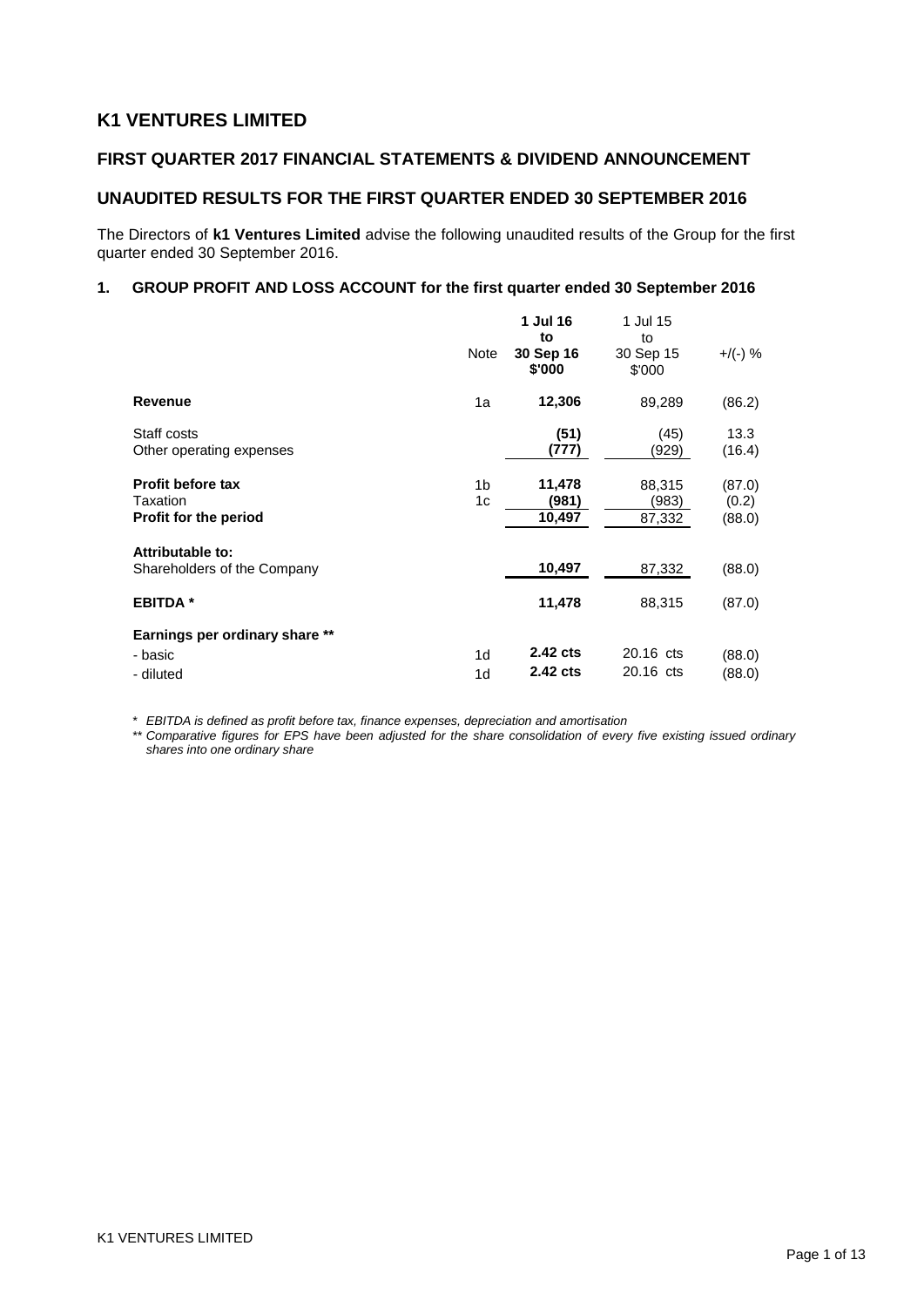# K1 VENTURES LIMITED

## FIRST QUARTER 2017 FINANCIAL STATEMENTS & DIVIDEND ANNOUNCEMENT

## UNAUDITED RESULTS FOR THE FIRST QUARTER ENDED 30 SEPTEMBER 2016

The Directors of **k1 Ventures Limited** advise the following unaudited results of the Group for the first quarter ended 30 September 2016.

### 1. GROUP PROFIT AND LOSS ACCOUNT for the first quarter ended 30 September 2016

| | Note | **1 Jul 16 to 30 Sep 16 $'000** | 1 Jul 15 to 30 Sep 15 $'000 | +/(-) % |
|---|---|---|---|---|
| **Revenue** | 1a | **12,306** | 89,289 | (86.2) |
| Staff costs | | **(51)** | (45) | 13.3 |
| Other operating expenses | | **(777)** | (929) | (16.4) |
| **Profit before tax** | 1b | **11,478** | 88,315 | (87.0) |
| Taxation | 1c | **(981)** | (983) | (0.2) |
| **Profit for the period** | | **10,497** | 87,332 | (88.0) |
| **Attributable to:** | | | | |
| Shareholders of the Company | | **10,497** | 87,332 | (88.0) |
| **EBITDA \*** | | **11,478** | 88,315 | (87.0) |
| **Earnings per ordinary share \*\*** | | | | |
| - basic | 1d | **2.42 cts** | 20.16 cts | (88.0) |
| - diluted | 1d | **2.42 cts** | 20.16 cts | (88.0) |

*\* EBITDA is defined as profit before tax, finance expenses, depreciation and amortisation*

*\*\* Comparative figures for EPS have been adjusted for the share consolidation of every five existing issued ordinary shares into one ordinary share*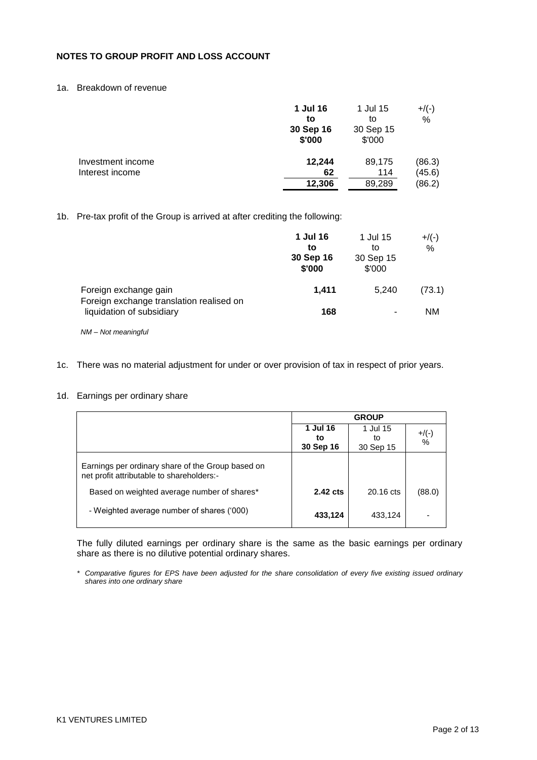## NOTES TO GROUP PROFIT AND LOSS ACCOUNT

1a. Breakdown of revenue

| | **1 Jul 16 to 30 Sep 16 $'000** | 1 Jul 15 to 30 Sep 15 $'000 | +/(-) % |
|---|---|---|---|
| Investment income | **12,244** | 89,175 | (86.3) |
| Interest income | **62** | 114 | (45.6) |
| | **12,306** | 89,289 | (86.2) |

1b. Pre-tax profit of the Group is arrived at after crediting the following:

| | **1 Jul 16 to 30 Sep 16 $'000** | 1 Jul 15 to 30 Sep 15 $'000 | +/(-) % |
|---|---|---|---|
| Foreign exchange gain | **1,411** | 5,240 | (73.1) |
| Foreign exchange translation realised on liquidation of subsidiary | **168** | - | NM |

*NM – Not meaningful*

1c. There was no material adjustment for under or over provision of tax in respect of prior years.

1d. Earnings per ordinary share

| | **GROUP** | | |
|---|---|---|---|
| | **1 Jul 16 to 30 Sep 16** | 1 Jul 15 to 30 Sep 15 | +/(-) % |
| Earnings per ordinary share of the Group based on net profit attributable to shareholders:- | | | |
| Based on weighted average number of shares* | **2.42 cts** | 20.16 cts | (88.0) |
| - Weighted average number of shares ('000) | **433,124** | 433,124 | - |

The fully diluted earnings per ordinary share is the same as the basic earnings per ordinary share as there is no dilutive potential ordinary shares.

\* *Comparative figures for EPS have been adjusted for the share consolidation of every five existing issued ordinary shares into one ordinary share*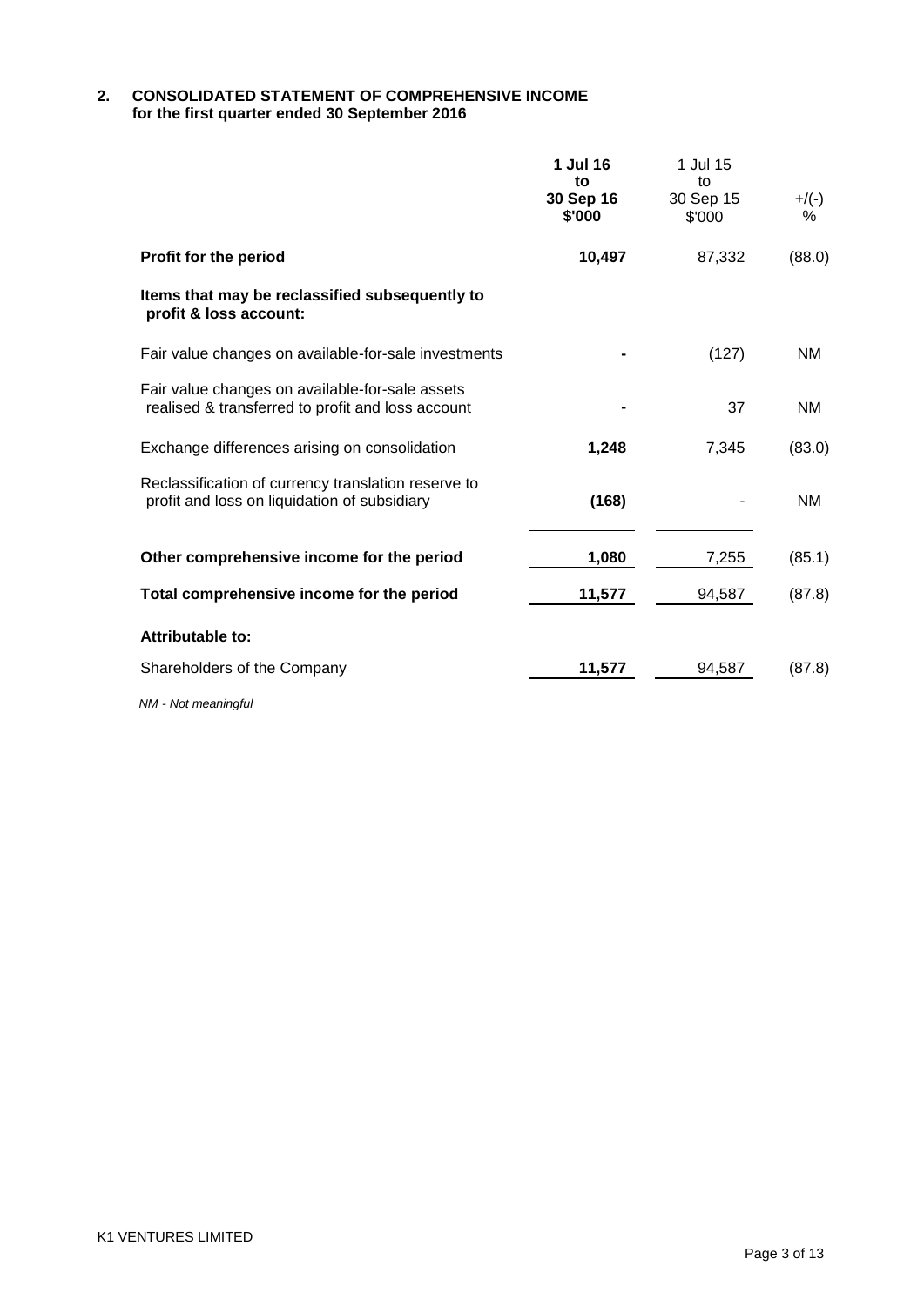## 2. CONSOLIDATED STATEMENT OF COMPREHENSIVE INCOME
**for the first quarter ended 30 September 2016**

| | 1 Jul 16 to 30 Sep 16 $'000 | 1 Jul 15 to 30 Sep 15 $'000 | +/(-) % |
|---|---|---|---|
| **Profit for the period** | **10,497** | 87,332 | (88.0) |
| **Items that may be reclassified subsequently to profit & loss account:** | | | |
| Fair value changes on available-for-sale investments | **-** | (127) | NM |
| Fair value changes on available-for-sale assets realised & transferred to profit and loss account | **-** | 37 | NM |
| Exchange differences arising on consolidation | **1,248** | 7,345 | (83.0) |
| Reclassification of currency translation reserve to profit and loss on liquidation of subsidiary | **(168)** | - | NM |
| **Other comprehensive income for the period** | **1,080** | 7,255 | (85.1) |
| **Total comprehensive income for the period** | **11,577** | 94,587 | (87.8) |
| **Attributable to:** | | | |
| Shareholders of the Company | **11,577** | 94,587 | (87.8) |

*NM - Not meaningful*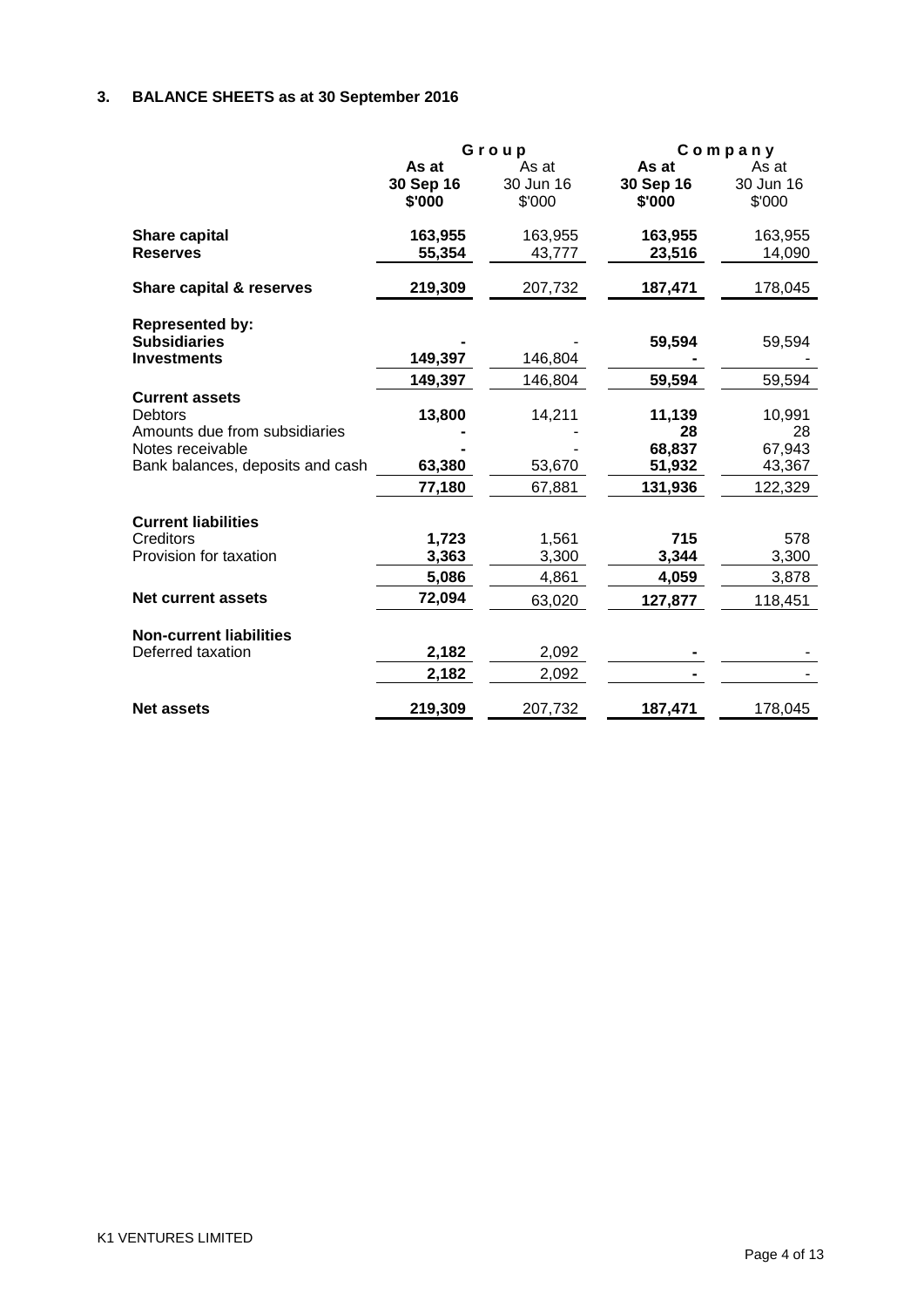## 3. BALANCE SHEETS as at 30 September 2016

| | Group | | Company | |
|---|---|---|---|---|
| | **As at 30 Sep 16 $'000** | As at 30 Jun 16 $'000 | **As at 30 Sep 16 $'000** | As at 30 Jun 16 $'000 |
| **Share capital** | **163,955** | 163,955 | **163,955** | 163,955 |
| **Reserves** | **55,354** | 43,777 | **23,516** | 14,090 |
| **Share capital & reserves** | **219,309** | 207,732 | **187,471** | 178,045 |
| **Represented by:** | | | | |
| **Subsidiaries** | **-** | - | **59,594** | 59,594 |
| **Investments** | **149,397** | 146,804 | **-** | - |
| | **149,397** | 146,804 | **59,594** | 59,594 |
| **Current assets** | | | | |
| Debtors | **13,800** | 14,211 | **11,139** | 10,991 |
| Amounts due from subsidiaries | **-** | - | **28** | 28 |
| Notes receivable | **-** | - | **68,837** | 67,943 |
| Bank balances, deposits and cash | **63,380** | 53,670 | **51,932** | 43,367 |
| | **77,180** | 67,881 | **131,936** | 122,329 |
| **Current liabilities** | | | | |
| Creditors | **1,723** | 1,561 | **715** | 578 |
| Provision for taxation | **3,363** | 3,300 | **3,344** | 3,300 |
| | **5,086** | 4,861 | **4,059** | 3,878 |
| **Net current assets** | **72,094** | 63,020 | **127,877** | 118,451 |
| **Non-current liabilities** | | | | |
| Deferred taxation | **2,182** | 2,092 | **-** | - |
| | **2,182** | 2,092 | **-** | - |
| **Net assets** | **219,309** | 207,732 | **187,471** | 178,045 |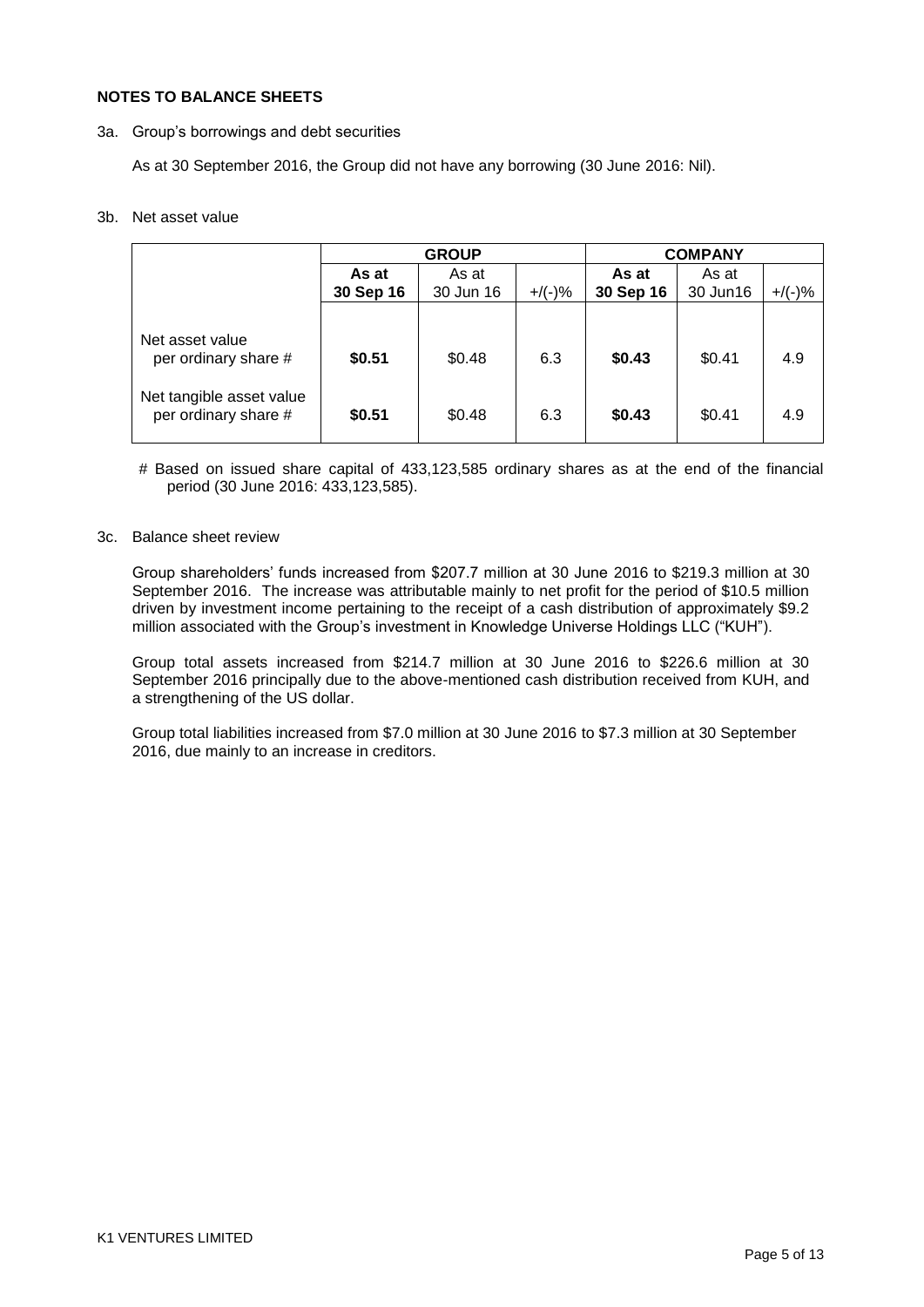## NOTES TO BALANCE SHEETS

3a. Group's borrowings and debt securities

As at 30 September 2016, the Group did not have any borrowing (30 June 2016: Nil).

3b. Net asset value

| | GROUP | | | COMPANY | | |
|---|---|---|---|---|---|---|
| | **As at 30 Sep 16** | As at 30 Jun 16 | +/(-)% | **As at 30 Sep 16** | As at 30 Jun16 | +/(-)% |
| Net asset value per ordinary share # | **$0.51** | $0.48 | 6.3 | **$0.43** | $0.41 | 4.9 |
| Net tangible asset value per ordinary share # | **$0.51** | $0.48 | 6.3 | **$0.43** | $0.41 | 4.9 |

# Based on issued share capital of 433,123,585 ordinary shares as at the end of the financial period (30 June 2016: 433,123,585).

3c. Balance sheet review

Group shareholders' funds increased from $207.7 million at 30 June 2016 to $219.3 million at 30 September 2016. The increase was attributable mainly to net profit for the period of $10.5 million driven by investment income pertaining to the receipt of a cash distribution of approximately $9.2 million associated with the Group's investment in Knowledge Universe Holdings LLC ("KUH").

Group total assets increased from $214.7 million at 30 June 2016 to $226.6 million at 30 September 2016 principally due to the above-mentioned cash distribution received from KUH, and a strengthening of the US dollar.

Group total liabilities increased from $7.0 million at 30 June 2016 to $7.3 million at 30 September 2016, due mainly to an increase in creditors.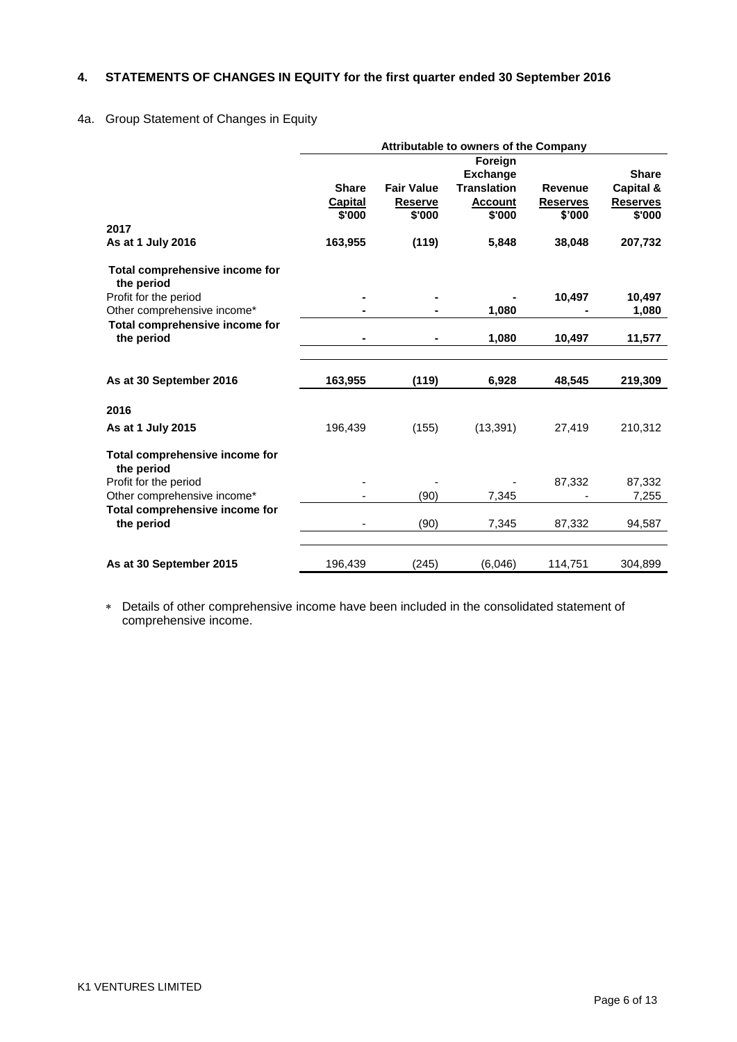## 4. STATEMENTS OF CHANGES IN EQUITY for the first quarter ended 30 September 2016

4a. Group Statement of Changes in Equity

| | Attributable to owners of the Company | | | | |
|---|---|---|---|---|---|
| | **Share Capital** $'000 | **Fair Value Reserve** $'000 | **Foreign Exchange Translation Account** $'000 | **Revenue Reserves** $'000 | **Share Capital & Reserves** $'000 |
| **2017** | | | | | |
| **As at 1 July 2016** | **163,955** | **(119)** | **5,848** | **38,048** | **207,732** |
| **Total comprehensive income for the period** | | | | | |
| Profit for the period | **-** | **-** | **-** | **10,497** | **10,497** |
| Other comprehensive income* | **-** | **-** | **1,080** | **-** | **1,080** |
| **Total comprehensive income for the period** | **-** | **-** | **1,080** | **10,497** | **11,577** |
| **As at 30 September 2016** | **163,955** | **(119)** | **6,928** | **48,545** | **219,309** |
| **2016** | | | | | |
| **As at 1 July 2015** | 196,439 | (155) | (13,391) | 27,419 | 210,312 |
| **Total comprehensive income for the period** | | | | | |
| Profit for the period | - | - | - | 87,332 | 87,332 |
| Other comprehensive income* | - | (90) | 7,345 | - | 7,255 |
| **Total comprehensive income for the period** | - | (90) | 7,345 | 87,332 | 94,587 |
| **As at 30 September 2015** | 196,439 | (245) | (6,046) | 114,751 | 304,899 |

* Details of other comprehensive income have been included in the consolidated statement of comprehensive income.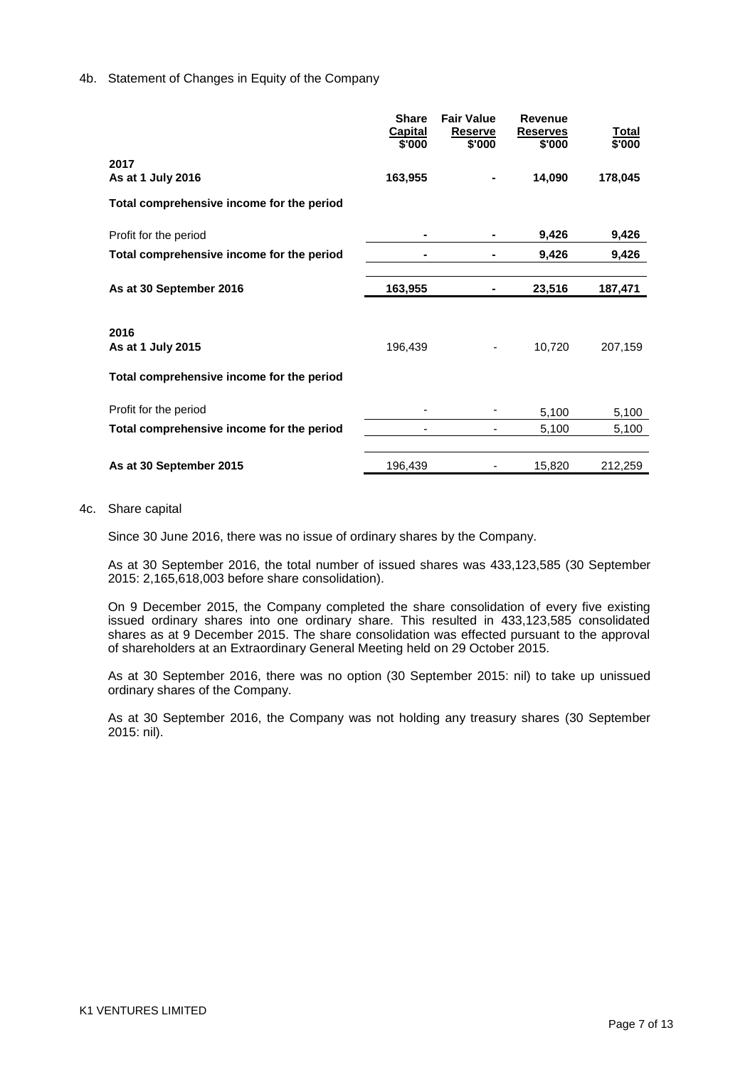4b. Statement of Changes in Equity of the Company

| | Share Capital $'000 | Fair Value Reserve $'000 | Revenue Reserves $'000 | Total $'000 |
|---|---|---|---|---|
| **2017** | | | | |
| **As at 1 July 2016** | **163,955** | **-** | **14,090** | **178,045** |
| **Total comprehensive income for the period** | | | | |
| Profit for the period | **-** | **-** | **9,426** | **9,426** |
| **Total comprehensive income for the period** | **-** | **-** | **9,426** | **9,426** |
| **As at 30 September 2016** | **163,955** | **-** | **23,516** | **187,471** |
| **2016** | | | | |
| **As at 1 July 2015** | 196,439 | - | 10,720 | 207,159 |
| **Total comprehensive income for the period** | | | | |
| Profit for the period | - | - | 5,100 | 5,100 |
| **Total comprehensive income for the period** | - | - | 5,100 | 5,100 |
| **As at 30 September 2015** | 196,439 | - | 15,820 | 212,259 |

4c. Share capital

Since 30 June 2016, there was no issue of ordinary shares by the Company.

As at 30 September 2016, the total number of issued shares was 433,123,585 (30 September 2015: 2,165,618,003 before share consolidation).

On 9 December 2015, the Company completed the share consolidation of every five existing issued ordinary shares into one ordinary share. This resulted in 433,123,585 consolidated shares as at 9 December 2015. The share consolidation was effected pursuant to the approval of shareholders at an Extraordinary General Meeting held on 29 October 2015.

As at 30 September 2016, there was no option (30 September 2015: nil) to take up unissued ordinary shares of the Company.

As at 30 September 2016, the Company was not holding any treasury shares (30 September 2015: nil).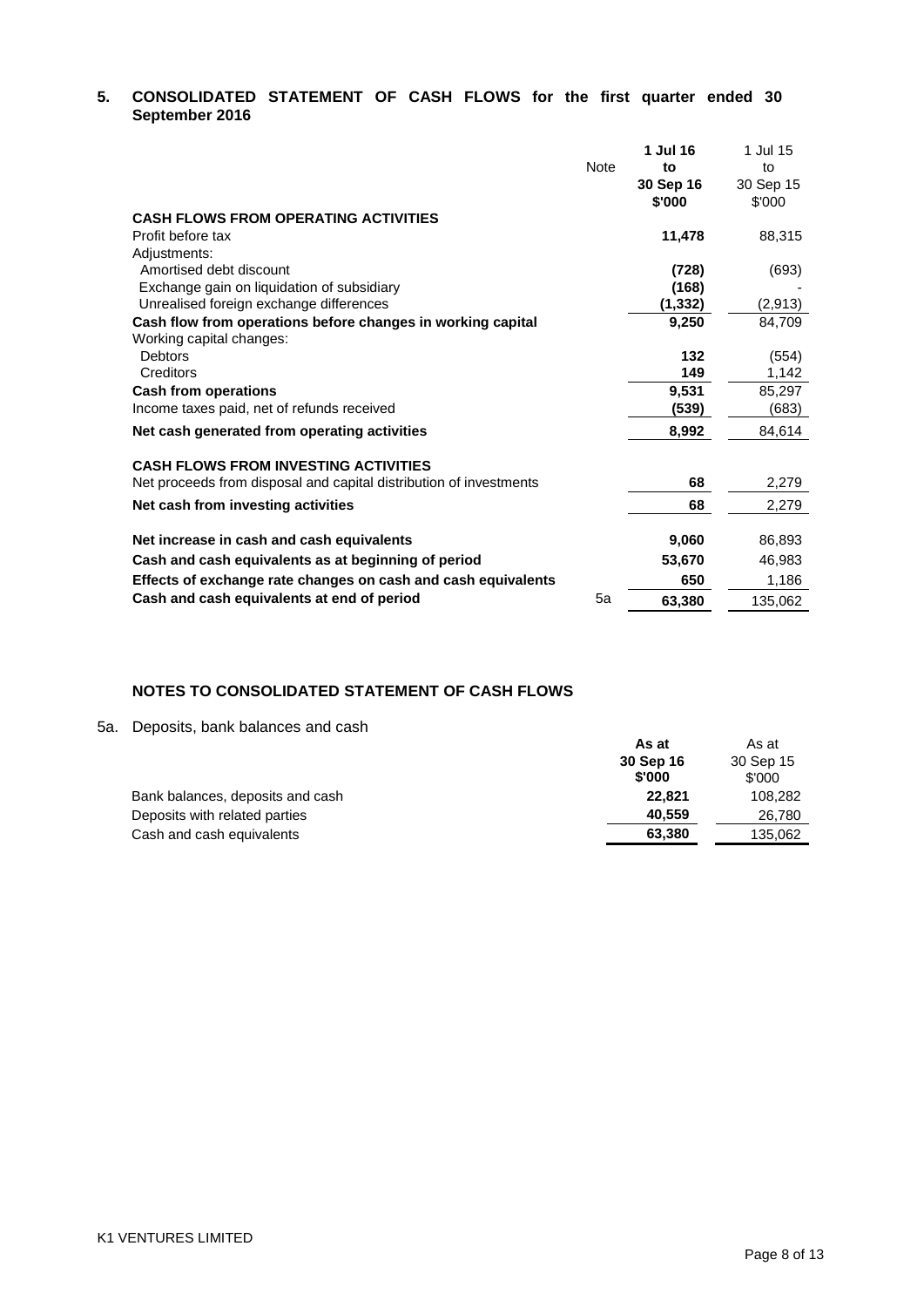## 5. CONSOLIDATED STATEMENT OF CASH FLOWS for the first quarter ended 30 September 2016

| | Note | **1 Jul 16 to 30 Sep 16 $'000** | 1 Jul 15 to 30 Sep 15 $'000 |
|---|---|---|---|
| **CASH FLOWS FROM OPERATING ACTIVITIES** | | | |
| Profit before tax | | **11,478** | 88,315 |
| Adjustments: | | | |
| Amortised debt discount | | **(728)** | (693) |
| Exchange gain on liquidation of subsidiary | | **(168)** | - |
| Unrealised foreign exchange differences | | **(1,332)** | (2,913) |
| **Cash flow from operations before changes in working capital** | | **9,250** | 84,709 |
| Working capital changes: | | | |
| Debtors | | **132** | (554) |
| Creditors | | **149** | 1,142 |
| **Cash from operations** | | **9,531** | 85,297 |
| Income taxes paid, net of refunds received | | **(539)** | (683) |
| **Net cash generated from operating activities** | | **8,992** | 84,614 |
| **CASH FLOWS FROM INVESTING ACTIVITIES** | | | |
| Net proceeds from disposal and capital distribution of investments | | **68** | 2,279 |
| **Net cash from investing activities** | | **68** | 2,279 |
| **Net increase in cash and cash equivalents** | | **9,060** | 86,893 |
| **Cash and cash equivalents as at beginning of period** | | **53,670** | 46,983 |
| **Effects of exchange rate changes on cash and cash equivalents** | | **650** | 1,186 |
| **Cash and cash equivalents at end of period** | 5a | **63,380** | 135,062 |

### NOTES TO CONSOLIDATED STATEMENT OF CASH FLOWS

5a. Deposits, bank balances and cash

| | **As at 30 Sep 16 $'000** | As at 30 Sep 15 $'000 |
|---|---|---|
| Bank balances, deposits and cash | **22,821** | 108,282 |
| Deposits with related parties | **40,559** | 26,780 |
| Cash and cash equivalents | **63,380** | 135,062 |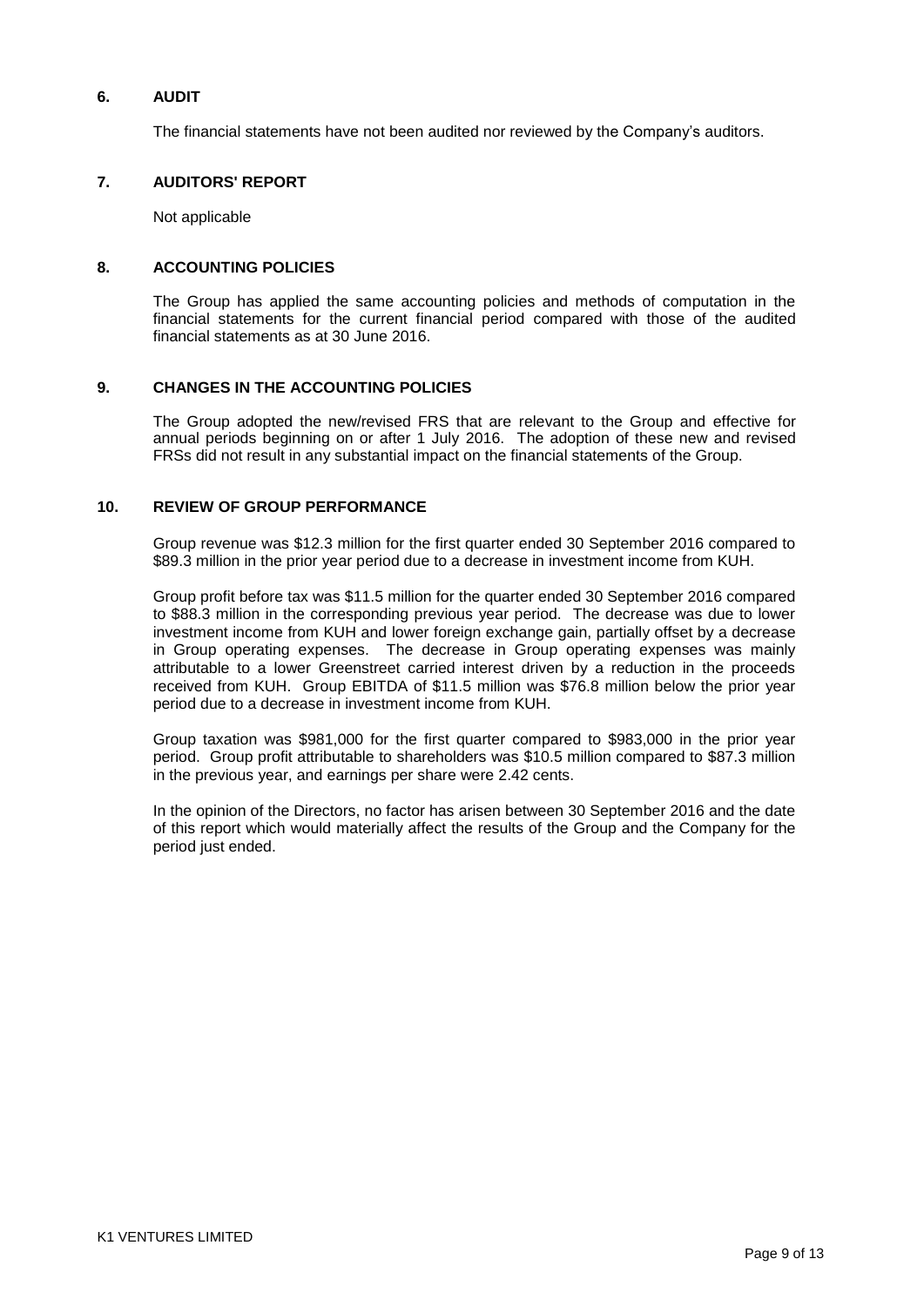## 6. AUDIT

The financial statements have not been audited nor reviewed by the Company's auditors.

## 7. AUDITORS' REPORT

Not applicable

## 8. ACCOUNTING POLICIES

The Group has applied the same accounting policies and methods of computation in the financial statements for the current financial period compared with those of the audited financial statements as at 30 June 2016.

## 9. CHANGES IN THE ACCOUNTING POLICIES

The Group adopted the new/revised FRS that are relevant to the Group and effective for annual periods beginning on or after 1 July 2016. The adoption of these new and revised FRSs did not result in any substantial impact on the financial statements of the Group.

## 10. REVIEW OF GROUP PERFORMANCE

Group revenue was $12.3 million for the first quarter ended 30 September 2016 compared to $89.3 million in the prior year period due to a decrease in investment income from KUH.

Group profit before tax was $11.5 million for the quarter ended 30 September 2016 compared to $88.3 million in the corresponding previous year period. The decrease was due to lower investment income from KUH and lower foreign exchange gain, partially offset by a decrease in Group operating expenses. The decrease in Group operating expenses was mainly attributable to a lower Greenstreet carried interest driven by a reduction in the proceeds received from KUH. Group EBITDA of $11.5 million was $76.8 million below the prior year period due to a decrease in investment income from KUH.

Group taxation was $981,000 for the first quarter compared to $983,000 in the prior year period. Group profit attributable to shareholders was $10.5 million compared to $87.3 million in the previous year, and earnings per share were 2.42 cents.

In the opinion of the Directors, no factor has arisen between 30 September 2016 and the date of this report which would materially affect the results of the Group and the Company for the period just ended.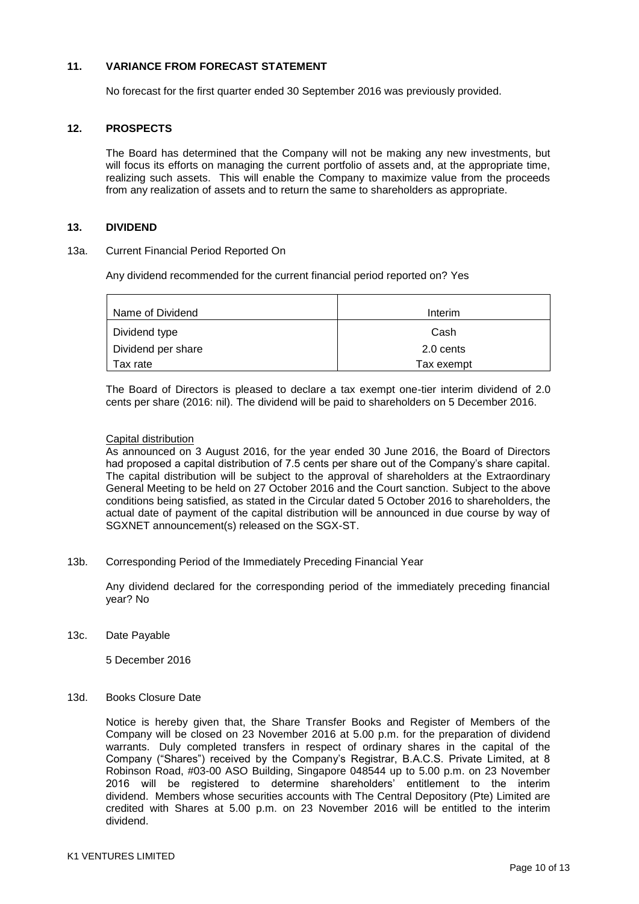## 11. VARIANCE FROM FORECAST STATEMENT

No forecast for the first quarter ended 30 September 2016 was previously provided.

## 12. PROSPECTS

The Board has determined that the Company will not be making any new investments, but will focus its efforts on managing the current portfolio of assets and, at the appropriate time, realizing such assets. This will enable the Company to maximize value from the proceeds from any realization of assets and to return the same to shareholders as appropriate.

## 13. DIVIDEND

### 13a. Current Financial Period Reported On

Any dividend recommended for the current financial period reported on? Yes

| Name of Dividend | Interim |
|---|---|
| Dividend type | Cash |
| Dividend per share | 2.0 cents |
| Tax rate | Tax exempt |

The Board of Directors is pleased to declare a tax exempt one-tier interim dividend of 2.0 cents per share (2016: nil). The dividend will be paid to shareholders on 5 December 2016.

Capital distribution

As announced on 3 August 2016, for the year ended 30 June 2016, the Board of Directors had proposed a capital distribution of 7.5 cents per share out of the Company's share capital. The capital distribution will be subject to the approval of shareholders at the Extraordinary General Meeting to be held on 27 October 2016 and the Court sanction. Subject to the above conditions being satisfied, as stated in the Circular dated 5 October 2016 to shareholders, the actual date of payment of the capital distribution will be announced in due course by way of SGXNET announcement(s) released on the SGX-ST.

### 13b. Corresponding Period of the Immediately Preceding Financial Year

Any dividend declared for the corresponding period of the immediately preceding financial year? No

### 13c. Date Payable

5 December 2016

### 13d. Books Closure Date

Notice is hereby given that, the Share Transfer Books and Register of Members of the Company will be closed on 23 November 2016 at 5.00 p.m. for the preparation of dividend warrants. Duly completed transfers in respect of ordinary shares in the capital of the Company ("Shares") received by the Company's Registrar, B.A.C.S. Private Limited, at 8 Robinson Road, #03-00 ASO Building, Singapore 048544 up to 5.00 p.m. on 23 November 2016 will be registered to determine shareholders' entitlement to the interim dividend. Members whose securities accounts with The Central Depository (Pte) Limited are credited with Shares at 5.00 p.m. on 23 November 2016 will be entitled to the interim dividend.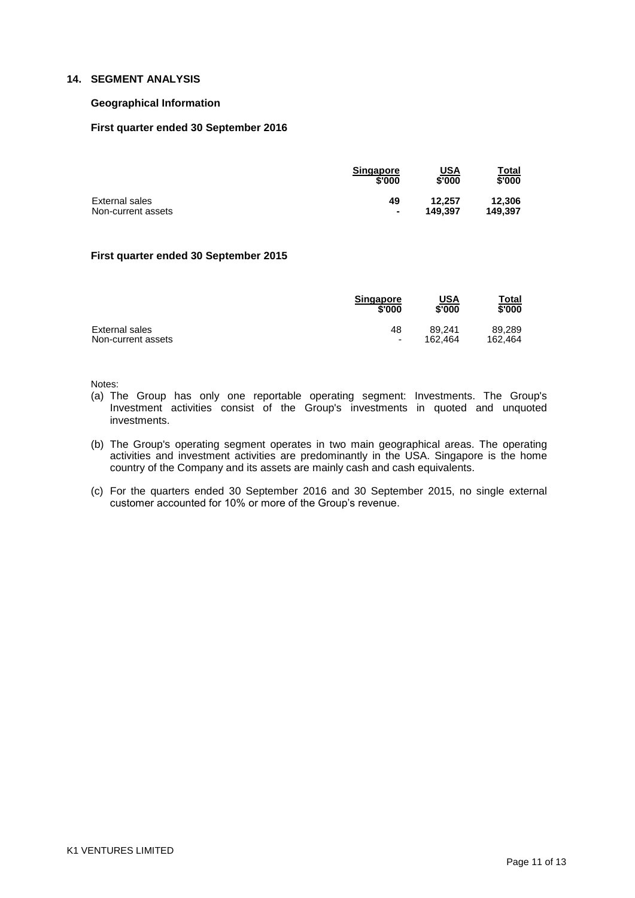## 14. SEGMENT ANALYSIS

### Geographical Information

### First quarter ended 30 September 2016

| | Singapore $'000 | USA $'000 | Total $'000 |
|---|---|---|---|
| External sales | **49** | **12,257** | **12,306** |
| Non-current assets | **-** | **149,397** | **149,397** |

### First quarter ended 30 September 2015

| | Singapore $'000 | USA $'000 | Total $'000 |
|---|---|---|---|
| External sales | 48 | 89,241 | 89,289 |
| Non-current assets | - | 162,464 | 162,464 |

Notes:

(a) The Group has only one reportable operating segment: Investments. The Group's Investment activities consist of the Group's investments in quoted and unquoted investments.

(b) The Group's operating segment operates in two main geographical areas. The operating activities and investment activities are predominantly in the USA. Singapore is the home country of the Company and its assets are mainly cash and cash equivalents.

(c) For the quarters ended 30 September 2016 and 30 September 2015, no single external customer accounted for 10% or more of the Group's revenue.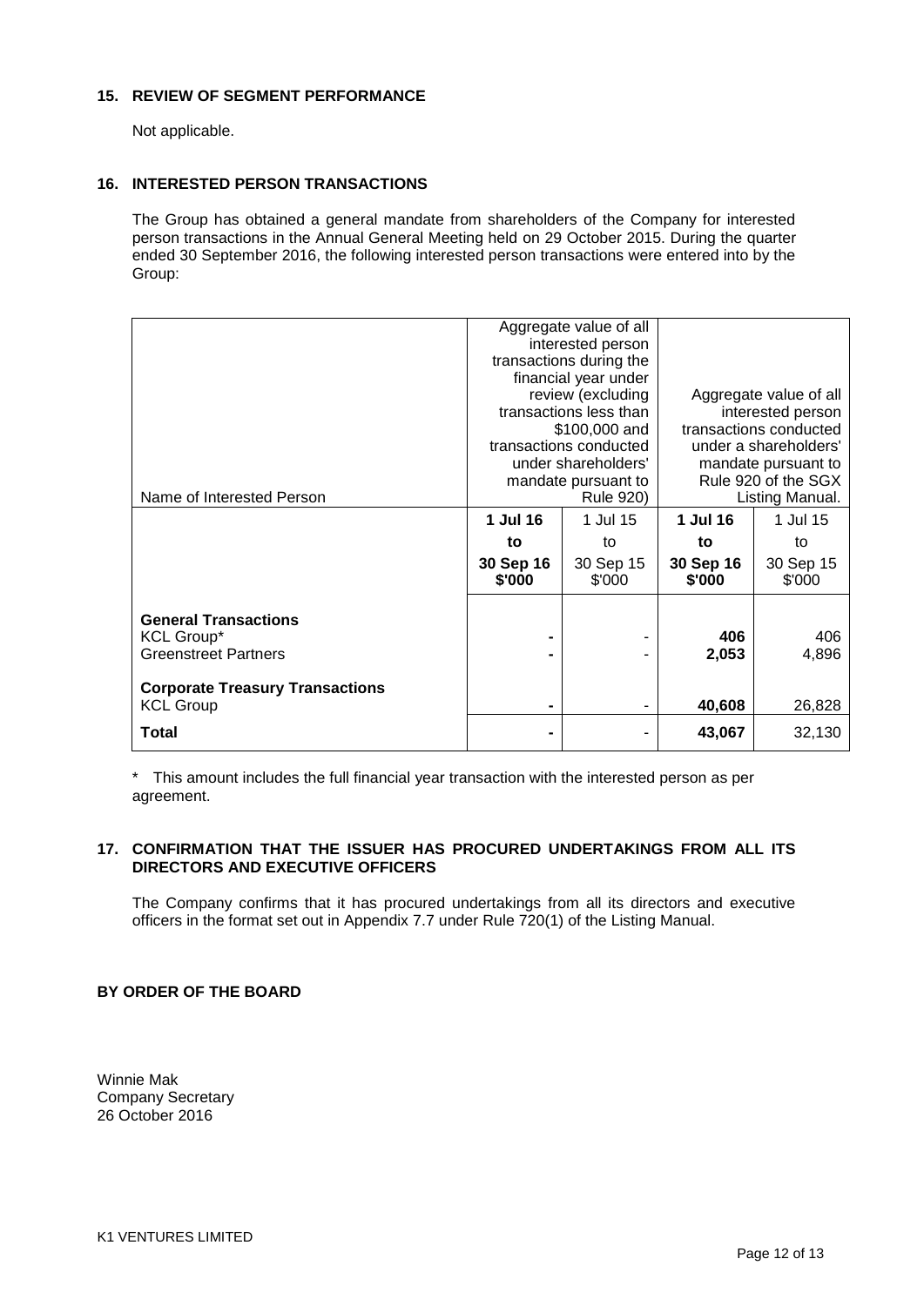## 15. REVIEW OF SEGMENT PERFORMANCE

Not applicable.

## 16. INTERESTED PERSON TRANSACTIONS

The Group has obtained a general mandate from shareholders of the Company for interested person transactions in the Annual General Meeting held on 29 October 2015. During the quarter ended 30 September 2016, the following interested person transactions were entered into by the Group:

| Name of Interested Person | Aggregate value of all interested person transactions during the financial year under review (excluding transactions less than $100,000 and transactions conducted under shareholders' mandate pursuant to Rule 920) | | Aggregate value of all interested person transactions conducted under a shareholders' mandate pursuant to Rule 920 of the SGX Listing Manual. | |
|---|---|---|---|---|
| | **1 Jul 16 to 30 Sep 16 $'000** | 1 Jul 15 to 30 Sep 15 $'000 | **1 Jul 16 to 30 Sep 16 $'000** | 1 Jul 15 to 30 Sep 15 $'000 |
| **General Transactions** | | | | |
| KCL Group* | **-** | - | **406** | 406 |
| Greenstreet Partners | **-** | - | **2,053** | 4,896 |
| **Corporate Treasury Transactions** | | | | |
| KCL Group | **-** | - | **40,608** | 26,828 |
| **Total** | **-** | - | **43,067** | 32,130 |

\* This amount includes the full financial year transaction with the interested person as per agreement.

## 17. CONFIRMATION THAT THE ISSUER HAS PROCURED UNDERTAKINGS FROM ALL ITS DIRECTORS AND EXECUTIVE OFFICERS

The Company confirms that it has procured undertakings from all its directors and executive officers in the format set out in Appendix 7.7 under Rule 720(1) of the Listing Manual.

**BY ORDER OF THE BOARD**

Winnie Mak
Company Secretary
26 October 2016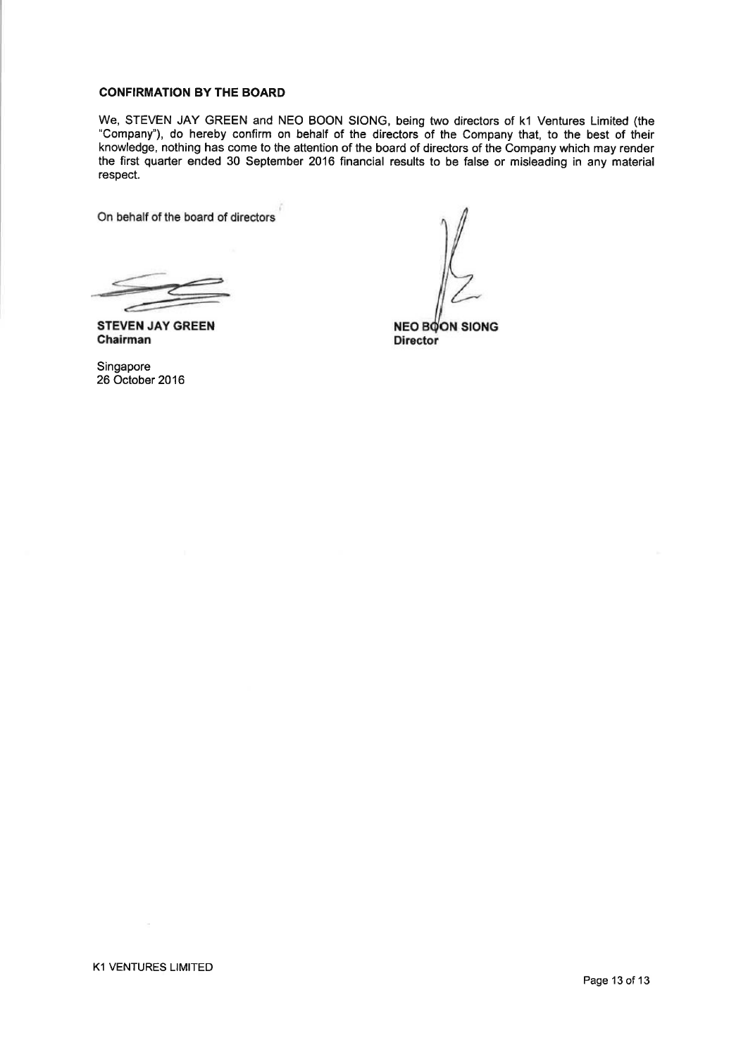**CONFIRMATION BY THE BOARD**

We, STEVEN JAY GREEN and NEO BOON SIONG, being two directors of k1 Ventures Limited (the "Company"), do hereby confirm on behalf of the directors of the Company that, to the best of their knowledge, nothing has come to the attention of the board of directors of the Company which may render the first quarter ended 30 September 2016 financial results to be false or misleading in any material respect.

On behalf of the board of directors

**STEVEN JAY GREEN**
**Chairman**

**NEO BOON SIONG**
**Director**

Singapore
26 October 2016